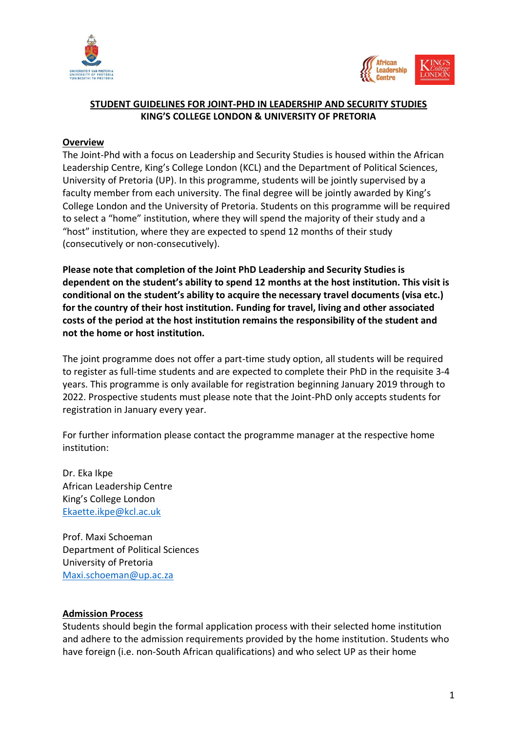# STUDENT GUIDELINES FOR JOINT-PHD IN LEADERSHIP AND SECURITY STUDIES
## KING'S COLLEGE LONDON & UNIVERSITY OF PRETORIA

**Overview**

The Joint-Phd with a focus on Leadership and Security Studies is housed within the African Leadership Centre, King's College London (KCL) and the Department of Political Sciences, University of Pretoria (UP). In this programme, students will be jointly supervised by a faculty member from each university. The final degree will be jointly awarded by King's College London and the University of Pretoria. Students on this programme will be required to select a "home" institution, where they will spend the majority of their study and a "host" institution, where they are expected to spend 12 months of their study (consecutively or non-consecutively).

**Please note that completion of the Joint PhD Leadership and Security Studies is dependent on the student's ability to spend 12 months at the host institution. This visit is conditional on the student's ability to acquire the necessary travel documents (visa etc.) for the country of their host institution. Funding for travel, living and other associated costs of the period at the host institution remains the responsibility of the student and not the home or host institution.**

The joint programme does not offer a part-time study option, all students will be required to register as full-time students and are expected to complete their PhD in the requisite 3-4 years. This programme is only available for registration beginning January 2019 through to 2022. Prospective students must please note that the Joint-PhD only accepts students for registration in January every year.

For further information please contact the programme manager at the respective home institution:

Dr. Eka Ikpe
African Leadership Centre
King's College London
Ekaette.ikpe@kcl.ac.uk

Prof. Maxi Schoeman
Department of Political Sciences
University of Pretoria
Maxi.schoeman@up.ac.za

**Admission Process**

Students should begin the formal application process with their selected home institution and adhere to the admission requirements provided by the home institution. Students who have foreign (i.e. non-South African qualifications) and who select UP as their home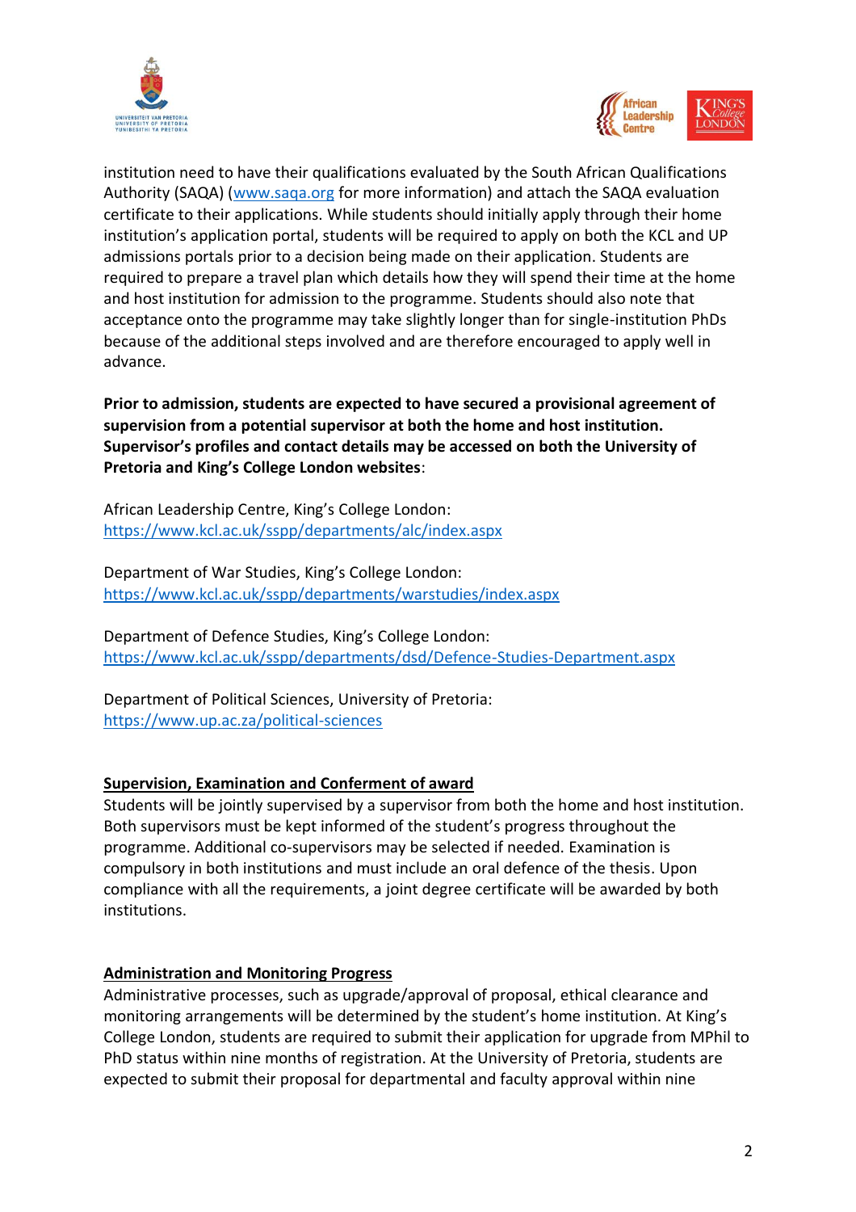institution need to have their qualifications evaluated by the South African Qualifications Authority (SAQA) ([www.saqa.org](www.saqa.org) for more information) and attach the SAQA evaluation certificate to their applications. While students should initially apply through their home institution's application portal, students will be required to apply on both the KCL and UP admissions portals prior to a decision being made on their application. Students are required to prepare a travel plan which details how they will spend their time at the home and host institution for admission to the programme. Students should also note that acceptance onto the programme may take slightly longer than for single-institution PhDs because of the additional steps involved and are therefore encouraged to apply well in advance.

**Prior to admission, students are expected to have secured a provisional agreement of supervision from a potential supervisor at both the home and host institution. Supervisor's profiles and contact details may be accessed on both the University of Pretoria and King's College London websites**:

African Leadership Centre, King's College London:
[https://www.kcl.ac.uk/sspp/departments/alc/index.aspx](https://www.kcl.ac.uk/sspp/departments/alc/index.aspx)

Department of War Studies, King's College London:
[https://www.kcl.ac.uk/sspp/departments/warstudies/index.aspx](https://www.kcl.ac.uk/sspp/departments/warstudies/index.aspx)

Department of Defence Studies, King's College London:
[https://www.kcl.ac.uk/sspp/departments/dsd/Defence-Studies-Department.aspx](https://www.kcl.ac.uk/sspp/departments/dsd/Defence-Studies-Department.aspx)

Department of Political Sciences, University of Pretoria:
[https://www.up.ac.za/political-sciences](https://www.up.ac.za/political-sciences)

## Supervision, Examination and Conferment of award

Students will be jointly supervised by a supervisor from both the home and host institution. Both supervisors must be kept informed of the student's progress throughout the programme. Additional co-supervisors may be selected if needed. Examination is compulsory in both institutions and must include an oral defence of the thesis. Upon compliance with all the requirements, a joint degree certificate will be awarded by both institutions.

## Administration and Monitoring Progress

Administrative processes, such as upgrade/approval of proposal, ethical clearance and monitoring arrangements will be determined by the student's home institution. At King's College London, students are required to submit their application for upgrade from MPhil to PhD status within nine months of registration. At the University of Pretoria, students are expected to submit their proposal for departmental and faculty approval within nine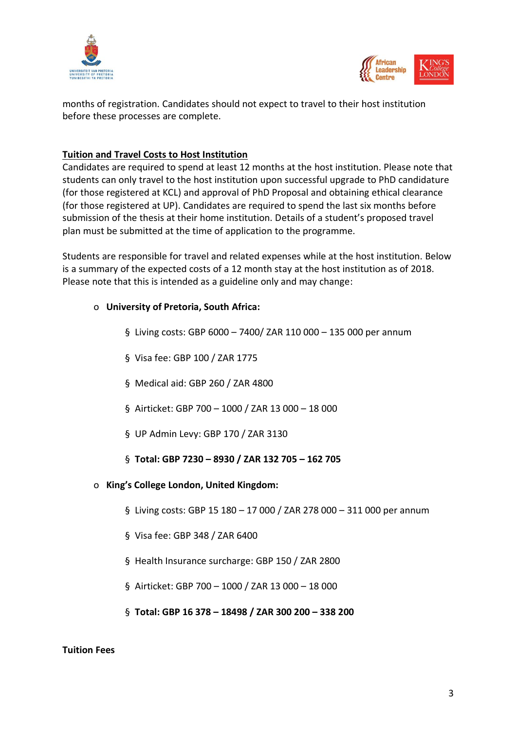months of registration. Candidates should not expect to travel to their host institution before these processes are complete.

## Tuition and Travel Costs to Host Institution

Candidates are required to spend at least 12 months at the host institution. Please note that students can only travel to the host institution upon successful upgrade to PhD candidature (for those registered at KCL) and approval of PhD Proposal and obtaining ethical clearance (for those registered at UP). Candidates are required to spend the last six months before submission of the thesis at their home institution. Details of a student's proposed travel plan must be submitted at the time of application to the programme.

Students are responsible for travel and related expenses while at the host institution. Below is a summary of the expected costs of a 12 month stay at the host institution as of 2018. Please note that this is intended as a guideline only and may change:

- **University of Pretoria, South Africa:**
  - Living costs: GBP 6000 – 7400/ ZAR 110 000 – 135 000 per annum
  - Visa fee: GBP 100 / ZAR 1775
  - Medical aid: GBP 260 / ZAR 4800
  - Airticket: GBP 700 – 1000 / ZAR 13 000 – 18 000
  - UP Admin Levy: GBP 170 / ZAR 3130
  - **Total: GBP 7230 – 8930 / ZAR 132 705 – 162 705**
- **King's College London, United Kingdom:**
  - Living costs: GBP 15 180 – 17 000 / ZAR 278 000 – 311 000 per annum
  - Visa fee: GBP 348 / ZAR 6400
  - Health Insurance surcharge: GBP 150 / ZAR 2800
  - Airticket: GBP 700 – 1000 / ZAR 13 000 – 18 000
  - **Total: GBP 16 378 – 18498 / ZAR 300 200 – 338 200**

**Tuition Fees**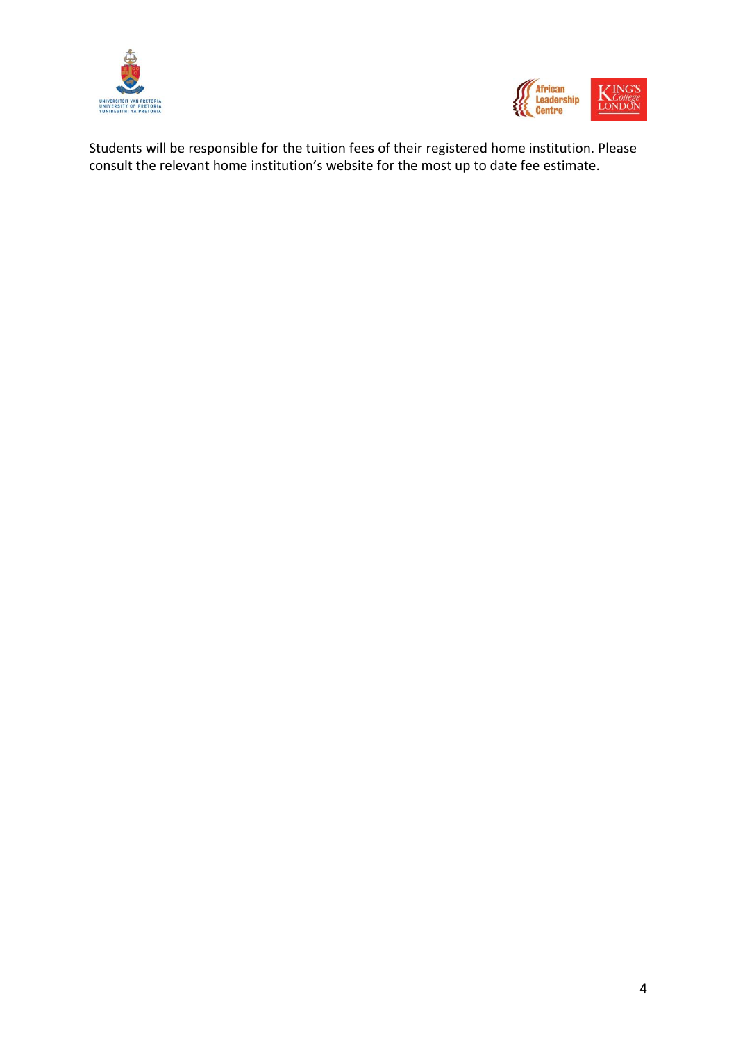Students will be responsible for the tuition fees of their registered home institution. Please consult the relevant home institution’s website for the most up to date fee estimate.